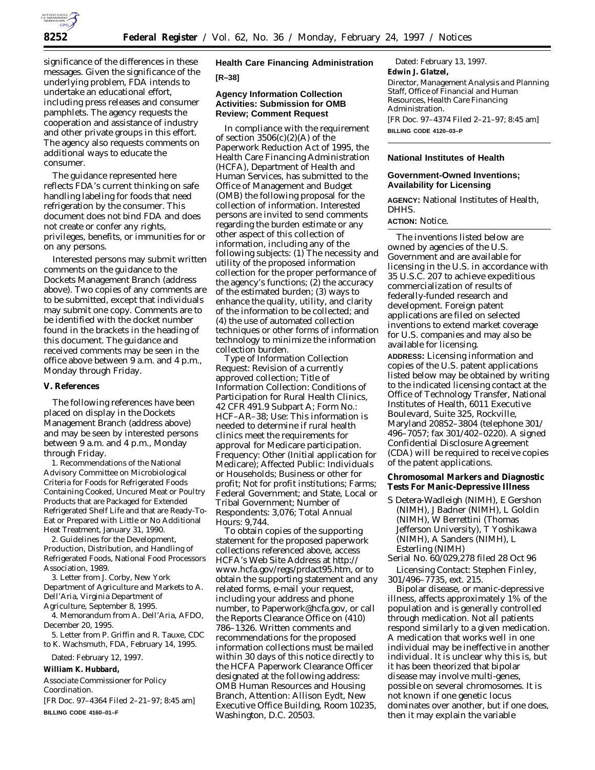significance of the differences in these messages. Given the significance of the underlying problem, FDA intends to undertake an educational effort, including press releases and consumer pamphlets. The agency requests the cooperation and assistance of industry and other private groups in this effort. The agency also requests comments on additional ways to educate the consumer.

The guidance represented here reflects FDA's current thinking on safe handling labeling for foods that need refrigeration by the consumer. This document does not bind FDA and does not create or confer any rights, privileges, benefits, or immunities for or on any persons.

Interested persons may submit written comments on the guidance to the Dockets Management Branch (address above). Two copies of any comments are to be submitted, except that individuals may submit one copy. Comments are to be identified with the docket number found in the brackets in the heading of this document. The guidance and received comments may be seen in the office above between 9 a.m. and 4 p.m., Monday through Friday.

## V. References

The following references have been placed on display in the Dockets Management Branch (address above) and may be seen by interested persons between 9 a.m. and 4 p.m., Monday through Friday.

1. Recommendations of the National Advisory Committee on Microbiological Criteria for Foods for Refrigerated Foods Containing Cooked, Uncured Meat or Poultry Products that are Packaged for Extended Refrigerated Shelf Life and that are Ready-To-Eat or Prepared with Little or No Additional Heat Treatment, January 31, 1990.

2. Guidelines for the Development, Production, Distribution, and Handling of Refrigerated Foods, National Food Processors Association, 1989.

3. Letter from J. Corby, New York Department of Agriculture and Markets to A. Dell'Aria, Virginia Department of Agriculture, September 8, 1995.

4. Memorandum from A. Dell'Aria, AFDO, December 20, 1995.

5. Letter from P. Griffin and R. Tauxe, CDC to K. Wachsmuth, FDA, February 14, 1995.

Dated: February 12, 1997.

**William K. Hubbard,**

*Associate Commissioner for Policy Coordination.*

[FR Doc. 97–4364 Filed 2–21–97; 8:45 am]

**BILLING CODE 4160–01–F**

## Health Care Financing Administration

**[R–38]**

### Agency Information Collection Activities: Submission for OMB Review; Comment Request

In compliance with the requirement of section 3506(c)(2)(A) of the Paperwork Reduction Act of 1995, the Health Care Financing Administration (HCFA), Department of Health and Human Services, has submitted to the Office of Management and Budget (OMB) the following proposal for the collection of information. Interested persons are invited to send comments regarding the burden estimate or any other aspect of this collection of information, including any of the following subjects: (1) The necessity and utility of the proposed information collection for the proper performance of the agency's functions; (2) the accuracy of the estimated burden; (3) ways to enhance the quality, utility, and clarity of the information to be collected; and (4) the use of automated collection techniques or other forms of information technology to minimize the information collection burden.

Type of Information Collection Request: Revision of a currently approved collection; Title of Information Collection: Conditions of Participation for Rural Health Clinics, 42 CFR 491.9 Subpart A; Form No.: HCF–AR–38; Use: This information is needed to determine if rural health clinics meet the requirements for approval for Medicare participation. Frequency: Other (Initial application for Medicare); Affected Public: Individuals or Households; Business or other for profit; Not for profit institutions; Farms; Federal Government; and State, Local or Tribal Government; Number of Respondents: 3,076; Total Annual Hours: 9,744.

To obtain copies of the supporting statement for the proposed paperwork collections referenced above, access HCFA's Web Site Address at http://www.hcfa.gov/regs/prdact95.htm, or to obtain the supporting statement and any related forms, e-mail your request, including your address and phone number, to Paperwork@hcfa.gov, or call the Reports Clearance Office on (410) 786–1326. Written comments and recommendations for the proposed information collections must be mailed within 30 days of this notice directly to the HCFA Paperwork Clearance Officer designated at the following address: OMB Human Resources and Housing Branch, Attention: Allison Eydt, New Executive Office Building, Room 10235, Washington, D.C. 20503.

Dated: February 13, 1997.

**Edwin J. Glatzel,**

*Director, Management Analysis and Planning Staff, Office of Financial and Human Resources, Health Care Financing Administration.*

[FR Doc. 97–4374 Filed 2–21–97; 8:45 am]

**BILLING CODE 4120–03–P**

## National Institutes of Health

### Government-Owned Inventions; Availability for Licensing

**AGENCY:** National Institutes of Health, DHHS.

**ACTION:** Notice.

The inventions listed below are owned by agencies of the U.S. Government and are available for licensing in the U.S. in accordance with 35 U.S.C. 207 to achieve expeditious commercialization of results of federally-funded research and development. Foreign patent applications are filed on selected inventions to extend market coverage for U.S. companies and may also be available for licensing.

**ADDRESS:** Licensing information and copies of the U.S. patent applications listed below may be obtained by writing to the indicated licensing contact at the Office of Technology Transfer, National Institutes of Health, 6011 Executive Boulevard, Suite 325, Rockville, Maryland 20852–3804 (telephone 301/496–7057; fax 301/402–0220). A signed Confidential Disclosure Agreement (CDA) will be required to receive copies of the patent applications.

### Chromosomal Markers and Diagnostic Tests For Manic-Depressive Illness

S Detera-Wadleigh (NIMH), E Gershon (NIMH), J Badner (NIMH), L Goldin (NIMH), W Berrettini (Thomas Jefferson University), T Yoshikawa (NIMH), A Sanders (NIMH), L Esterling (NIMH)

Serial No. 60/029,278 filed 28 Oct 96

Licensing Contact: Stephen Finley, 301/496–7735, ext. 215.

Bipolar disease, or manic-depressive illness, affects approximately 1% of the population and is generally controlled through medication. Not all patients respond similarly to a given medication. A medication that works well in one individual may be ineffective in another individual. It is unclear why this is, but it has been theorized that bipolar disease may involve multi-genes, possible on several chromosomes. It is not known if one genetic locus dominates over another, but if one does, then it may explain the variable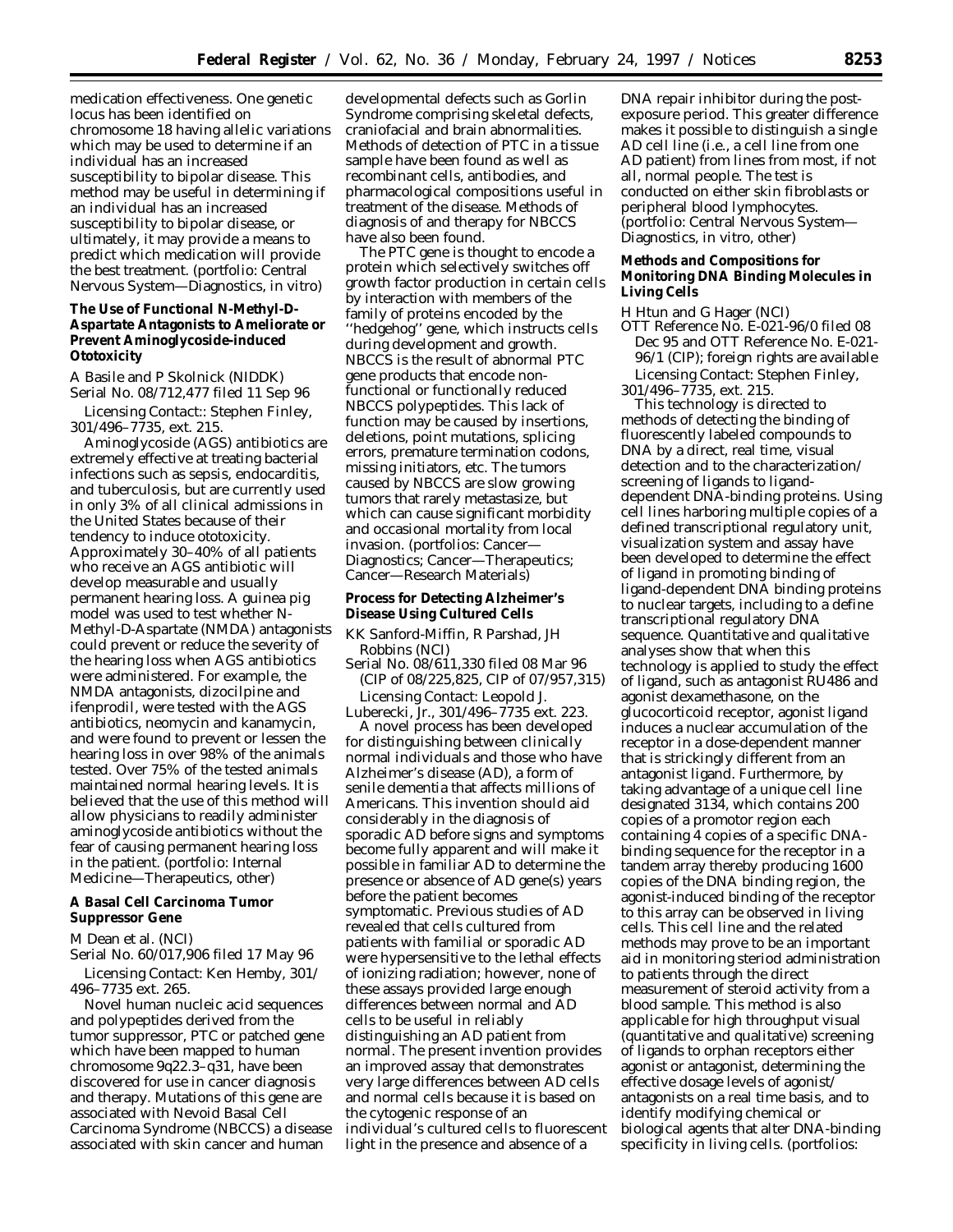medication effectiveness. One genetic locus has been identified on chromosome 18 having allelic variations which may be used to determine if an individual has an increased susceptibility to bipolar disease. This method may be useful in determining if an individual has an increased susceptibility to bipolar disease, or ultimately, it may provide a means to predict which medication will provide the best treatment. (portfolio: Central Nervous System—Diagnostics, in vitro)

**The Use of Functional N-Methyl-D-Aspartate Antagonists to Ameliorate or Prevent Aminoglycoside-induced Ototoxicity**

A Basile and P Skolnick (NIDDK)
Serial No. 08/712,477 filed 11 Sep 96

Licensing Contact:: Stephen Finley, 301/496–7735, ext. 215.

Aminoglycoside (AGS) antibiotics are extremely effective at treating bacterial infections such as sepsis, endocarditis, and tuberculosis, but are currently used in only 3% of all clinical admissions in the United States because of their tendency to induce ototoxicity. Approximately 30–40% of all patients who receive an AGS antibiotic will develop measurable and usually permanent hearing loss. A guinea pig model was used to test whether N-Methyl-D-Aspartate (NMDA) antagonists could prevent or reduce the severity of the hearing loss when AGS antibiotics were administered. For example, the NMDA antagonists, dizocilpine and ifenprodil, were tested with the AGS antibiotics, neomycin and kanamycin, and were found to prevent or lessen the hearing loss in over 98% of the animals tested. Over 75% of the tested animals maintained normal hearing levels. It is believed that the use of this method will allow physicians to readily administer aminoglycoside antibiotics without the fear of causing permanent hearing loss in the patient. (portfolio: Internal Medicine—Therapeutics, other)

**A Basal Cell Carcinoma Tumor Suppressor Gene**

M Dean et al. (NCI)
Serial No. 60/017,906 filed 17 May 96

Licensing Contact: Ken Hemby, 301/496–7735 ext. 265.

Novel human nucleic acid sequences and polypeptides derived from the tumor suppressor, PTC or patched gene which have been mapped to human chromosome 9q22.3–q31, have been discovered for use in cancer diagnosis and therapy. Mutations of this gene are associated with Nevoid Basal Cell Carcinoma Syndrome (NBCCS) a disease associated with skin cancer and human developmental defects such as Gorlin Syndrome comprising skeletal defects, craniofacial and brain abnormalities. Methods of detection of PTC in a tissue sample have been found as well as recombinant cells, antibodies, and pharmacological compositions useful in treatment of the disease. Methods of diagnosis of and therapy for NBCCS have also been found.

The PTC gene is thought to encode a protein which selectively switches off growth factor production in certain cells by interaction with members of the family of proteins encoded by the ''hedgehog'' gene, which instructs cells during development and growth. NBCCS is the result of abnormal PTC gene products that encode non-functional or functionally reduced NBCCS polypeptides. This lack of function may be caused by insertions, deletions, point mutations, splicing errors, premature termination codons, missing initiators, etc. The tumors caused by NBCCS are slow growing tumors that rarely metastasize, but which can cause significant morbidity and occasional mortality from local invasion. (portfolios: Cancer—Diagnostics; Cancer—Therapeutics; Cancer—Research Materials)

**Process for Detecting Alzheimer's Disease Using Cultured Cells**

KK Sanford-Miffin, R Parshad, JH Robbins (NCI)
Serial No. 08/611,330 filed 08 Mar 96 (CIP of 08/225,825, CIP of 07/957,315)

Licensing Contact: Leopold J. Luberecki, Jr., 301/496–7735 ext. 223.

A novel process has been developed for distinguishing between clinically normal individuals and those who have Alzheimer's disease (AD), a form of senile dementia that affects millions of Americans. This invention should aid considerably in the diagnosis of sporadic AD before signs and symptoms become fully apparent and will make it possible in familiar AD to determine the presence or absence of AD gene(s) years before the patient becomes symptomatic. Previous studies of AD revealed that cells cultured from patients with familial or sporadic AD were hypersensitive to the lethal effects of ionizing radiation; however, none of these assays provided large enough differences between normal and AD cells to be useful in reliably distinguishing an AD patient from normal. The present invention provides an improved assay that demonstrates very large differences between AD cells and normal cells because it is based on the cytogenic response of an individual's cultured cells to fluorescent light in the presence and absence of a DNA repair inhibitor during the post-exposure period. This greater difference makes it possible to distinguish a single AD cell line (i.e., a cell line from one AD patient) from lines from most, if not all, normal people. The test is conducted on either skin fibroblasts or peripheral blood lymphocytes. (portfolio: Central Nervous System—Diagnostics, in vitro, other)

**Methods and Compositions for Monitoring DNA Binding Molecules in Living Cells**

H Htun and G Hager (NCI)
OTT Reference No. E-021-96/0 filed 08 Dec 95 and OTT Reference No. E-021-96/1 (CIP); foreign rights are available

Licensing Contact: Stephen Finley, 301/496–7735, ext. 215.

This technology is directed to methods of detecting the binding of fluorescently labeled compounds to DNA by a direct, real time, visual detection and to the characterization/screening of ligands to ligand-dependent DNA-binding proteins. Using cell lines harboring multiple copies of a defined transcriptional regulatory unit, visualization system and assay have been developed to determine the effect of ligand in promoting binding of ligand-dependent DNA binding proteins to nuclear targets, including to a define transcriptional regulatory DNA sequence. Quantitative and qualitative analyses show that when this technology is applied to study the effect of ligand, such as antagonist RU486 and agonist dexamethasone, on the glucocorticoid receptor, agonist ligand induces a nuclear accumulation of the receptor in a dose-dependent manner that is strickingly different from an antagonist ligand. Furthermore, by taking advantage of a unique cell line designated 3134, which contains 200 copies of a promotor region each containing 4 copies of a specific DNA-binding sequence for the receptor in a tandem array thereby producing 1600 copies of the DNA binding region, the agonist-induced binding of the receptor to this array can be observed in living cells. This cell line and the related methods may prove to be an important aid in monitoring steriod administration to patients through the direct measurement of steroid activity from a blood sample. This method is also applicable for high throughput visual (quantitative and qualitative) screening of ligands to orphan receptors either agonist or antagonist, determining the effective dosage levels of agonist/antagonists on a real time basis, and to identify modifying chemical or biological agents that alter DNA-binding specificity in living cells. (portfolios: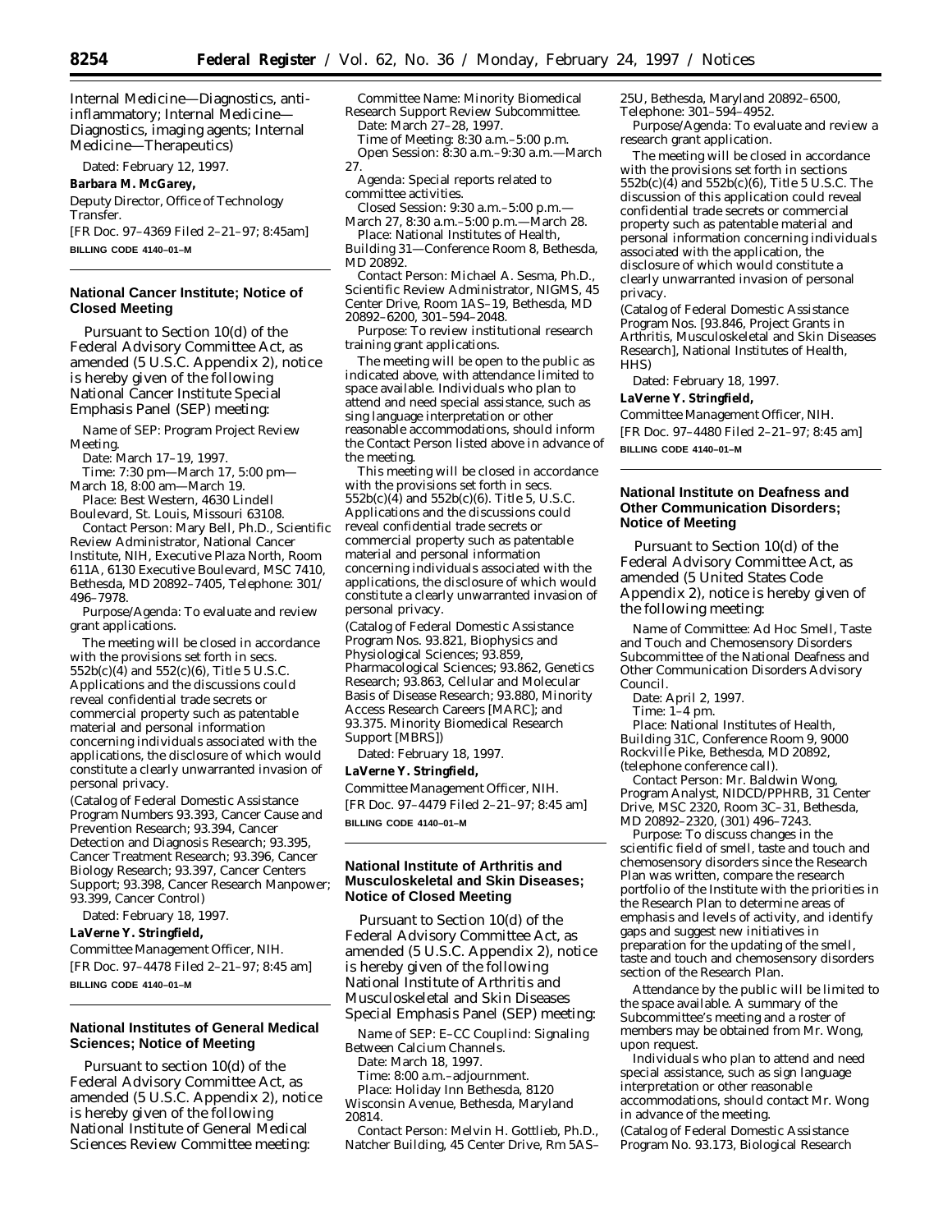Internal Medicine—Diagnostics, anti-inflammatory; Internal Medicine—Diagnostics, imaging agents; Internal Medicine—Therapeutics)

Dated: February 12, 1997.

**Barbara M. McGarey,**

*Deputy Director, Office of Technology Transfer.*

[FR Doc. 97–4369 Filed 2–21–97; 8:45am]

**BILLING CODE 4140–01–M**

## National Cancer Institute; Notice of Closed Meeting

Pursuant to Section 10(d) of the Federal Advisory Committee Act, as amended (5 U.S.C. Appendix 2), notice is hereby given of the following National Cancer Institute Special Emphasis Panel (SEP) meeting:

*Name of SEP:* Program Project Review Meeting.

*Date:* March 17–19, 1997.

*Time:* 7:30 pm—March 17, 5:00 pm—March 18, 8:00 am—March 19.

*Place:* Best Western, 4630 Lindell Boulevard, St. Louis, Missouri 63108.

*Contact Person:* Mary Bell, Ph.D., Scientific Review Administrator, National Cancer Institute, NIH, Executive Plaza North, Room 611A, 6130 Executive Boulevard, MSC 7410, Bethesda, MD 20892–7405, Telephone: 301/496–7978.

*Purpose/Agenda:* To evaluate and review grant applications.

The meeting will be closed in accordance with the provisions set forth in secs. 552b(c)(4) and 552(c)(6), Title 5 U.S.C. Applications and the discussions could reveal confidential trade secrets or commercial property such as patentable material and personal information concerning individuals associated with the applications, the disclosure of which would constitute a clearly unwarranted invasion of personal privacy.

(Catalog of Federal Domestic Assistance Program Numbers 93.393, Cancer Cause and Prevention Research; 93.394, Cancer Detection and Diagnosis Research; 93.395, Cancer Treatment Research; 93.396, Cancer Biology Research; 93.397, Cancer Centers Support; 93.398, Cancer Research Manpower; 93.399, Cancer Control)

Dated: February 18, 1997.

**LaVerne Y. Stringfield,**

*Committee Management Officer, NIH.*

[FR Doc. 97–4478 Filed 2–21–97; 8:45 am]

**BILLING CODE 4140–01–M**

## National Institutes of General Medical Sciences; Notice of Meeting

Pursuant to section 10(d) of the Federal Advisory Committee Act, as amended (5 U.S.C. Appendix 2), notice is hereby given of the following National Institute of General Medical Sciences Review Committee meeting:

*Committee Name:* Minority Biomedical Research Support Review Subcommittee.

*Date:* March 27–28, 1997.

*Time of Meeting:* 8:30 a.m.–5:00 p.m.

*Open Session:* 8:30 a.m.–9:30 a.m.—March 27.

*Agenda:* Special reports related to committee activities.

*Closed Session:* 9:30 a.m.–5:00 p.m.—March 27, 8:30 a.m.–5:00 p.m.—March 28.

*Place:* National Institutes of Health, Building 31—Conference Room 8, Bethesda, MD 20892.

*Contact Person:* Michael A. Sesma, Ph.D., Scientific Review Administrator, NIGMS, 45 Center Drive, Room 1AS–19, Bethesda, MD 20892–6200, 301–594–2048.

*Purpose:* To review institutional research training grant applications.

The meeting will be open to the public as indicated above, with attendance limited to space available. Individuals who plan to attend and need special assistance, such as sing language interpretation or other reasonable accommodations, should inform the Contact Person listed above in advance of the meeting.

This meeting will be closed in accordance with the provisions set forth in secs. 552b(c)(4) and 552b(c)(6). Title 5, U.S.C. Applications and the discussions could reveal confidential trade secrets or commercial property such as patentable material and personal information concerning individuals associated with the applications, the disclosure of which would constitute a clearly unwarranted invasion of personal privacy.

(Catalog of Federal Domestic Assistance Program Nos. 93.821, Biophysics and Physiological Sciences; 93.859, Pharmacological Sciences; 93.862, Genetics Research; 93.863, Cellular and Molecular Basis of Disease Research; 93.880, Minority Access Research Careers [MARC]; and 93.375. Minority Biomedical Research Support [MBRS])

Dated: February 18, 1997.

**LaVerne Y. Stringfield,**

*Committee Management Officer, NIH.*

[FR Doc. 97–4479 Filed 2–21–97; 8:45 am]

**BILLING CODE 4140–01–M**

## National Institute of Arthritis and Musculoskeletal and Skin Diseases; Notice of Closed Meeting

Pursuant to Section 10(d) of the Federal Advisory Committee Act, as amended (5 U.S.C. Appendix 2), notice is hereby given of the following National Institute of Arthritis and Musculoskeletal and Skin Diseases Special Emphasis Panel (SEP) meeting:

*Name of SEP:* E–CC Couplind: Signaling Between Calcium Channels.

*Date:* March 18, 1997.

*Time:* 8:00 a.m.–adjournment.

*Place:* Holiday Inn Bethesda, 8120 Wisconsin Avenue, Bethesda, Maryland 20814.

*Contact Person:* Melvin H. Gottlieb, Ph.D., Natcher Building, 45 Center Drive, Rm 5AS–25U, Bethesda, Maryland 20892–6500, Telephone: 301–594–4952.

*Purpose/Agenda:* To evaluate and review a research grant application.

The meeting will be closed in accordance with the provisions set forth in sections 552b(c)(4) and 552b(c)(6), Title 5 U.S.C. The discussion of this application could reveal confidential trade secrets or commercial property such as patentable material and personal information concerning individuals associated with the application, the disclosure of which would constitute a clearly unwarranted invasion of personal privacy.

(Catalog of Federal Domestic Assistance Program Nos. [93.846, Project Grants in Arthritis, Musculoskeletal and Skin Diseases Research], National Institutes of Health, HHS)

Dated: February 18, 1997.

**LaVerne Y. Stringfield,**

*Committee Management Officer, NIH.*

[FR Doc. 97–4480 Filed 2–21–97; 8:45 am]

**BILLING CODE 4140–01–M**

## National Institute on Deafness and Other Communication Disorders; Notice of Meeting

Pursuant to Section 10(d) of the Federal Advisory Committee Act, as amended (5 United States Code Appendix 2), notice is hereby given of the following meeting:

*Name of Committee:* Ad Hoc Smell, Taste and Touch and Chemosensory Disorders Subcommittee of the National Deafness and Other Communication Disorders Advisory Council.

*Date:* April 2, 1997.

*Time:* 1–4 pm.

*Place:* National Institutes of Health, Building 31C, Conference Room 9, 9000 Rockville Pike, Bethesda, MD 20892, (telephone conference call).

*Contact Person:* Mr. Baldwin Wong, Program Analyst, NIDCD/PPHRB, 31 Center Drive, MSC 2320, Room 3C–31, Bethesda, MD 20892–2320, (301) 496–7243.

*Purpose:* To discuss changes in the scientific field of smell, taste and touch and chemosensory disorders since the Research Plan was written, compare the research portfolio of the Institute with the priorities in the Research Plan to determine areas of emphasis and levels of activity, and identify gaps and suggest new initiatives in preparation for the updating of the smell, taste and touch and chemosensory disorders section of the Research Plan.

Attendance by the public will be limited to the space available. A summary of the Subcommittee's meeting and a roster of members may be obtained from Mr. Wong, upon request.

Individuals who plan to attend and need special assistance, such as sign language interpretation or other reasonable accommodations, should contact Mr. Wong in advance of the meeting.

(Catalog of Federal Domestic Assistance Program No. 93.173, Biological Research